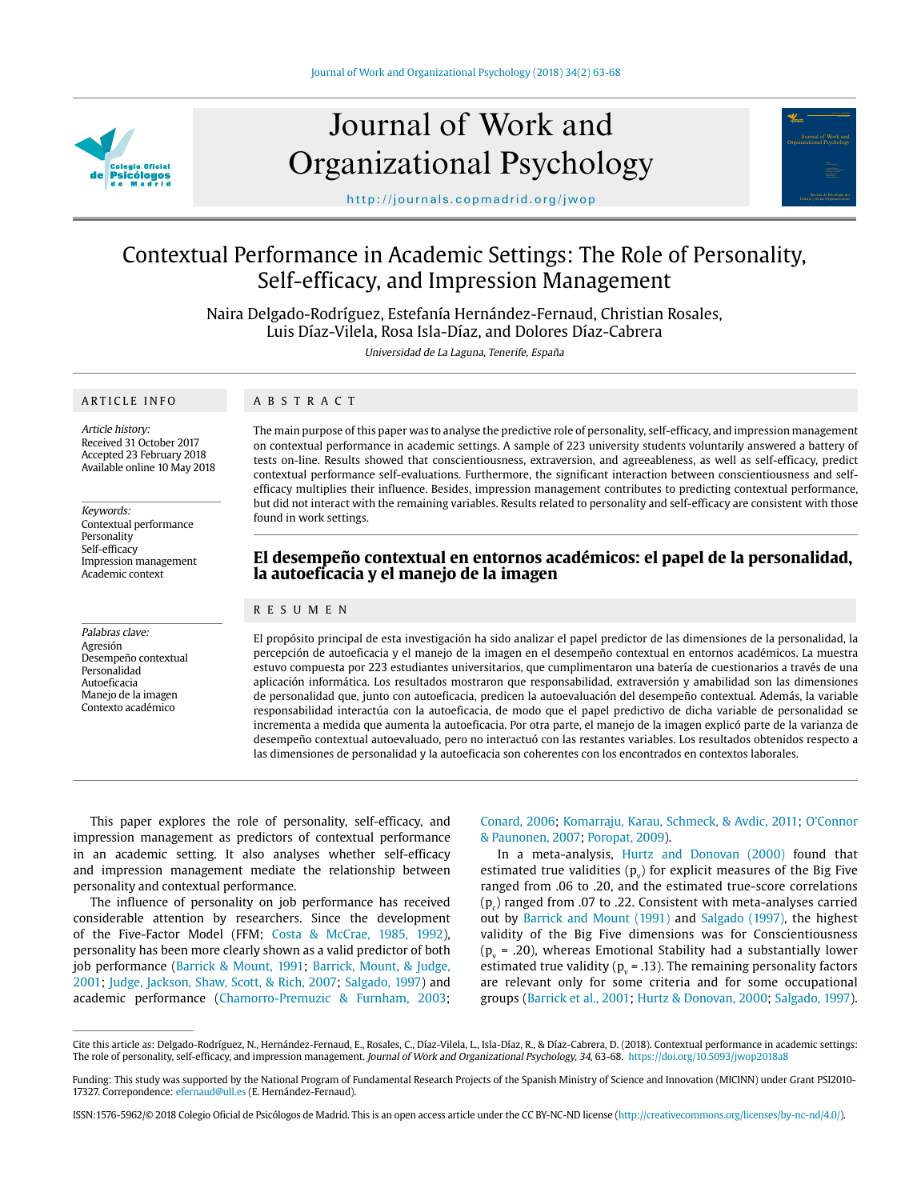# Contextual Performance in Academic Settings: The Role of Personality, Self-efficacy, and Impression Management

Naira Delgado-Rodríguez, Estefanía Hernández-Fernaud, Christian Rosales, Luis Díaz-Vilela, Rosa Isla-Díaz, and Dolores Díaz-Cabrera

*Universidad de La Laguna, Tenerife, España*

## ARTICLE INFO

*Article history:*
Received 31 October 2017
Accepted 23 February 2018
Available online 10 May 2018

*Keywords:*
Contextual performance
Personality
Self-efficacy
Impression management
Academic context

*Palabras clave:*
Agresión
Desempeño contextual
Personalidad
Autoeficacia
Manejo de la imagen
Contexto académico

## ABSTRACT

The main purpose of this paper was to analyse the predictive role of personality, self-efficacy, and impression management on contextual performance in academic settings. A sample of 223 university students voluntarily answered a battery of tests on-line. Results showed that conscientiousness, extraversion, and agreeableness, as well as self-efficacy, predict contextual performance self-evaluations. Furthermore, the significant interaction between conscientiousness and self-efficacy multiplies their influence. Besides, impression management contributes to predicting contextual performance, but did not interact with the remaining variables. Results related to personality and self-efficacy are consistent with those found in work settings.

## El desempeño contextual en entornos académicos: el papel de la personalidad, la autoeficacia y el manejo de la imagen

## RESUMEN

El propósito principal de esta investigación ha sido analizar el papel predictor de las dimensiones de la personalidad, la percepción de autoeficacia y el manejo de la imagen en el desempeño contextual en entornos académicos. La muestra estuvo compuesta por 223 estudiantes universitarios, que cumplimentaron una batería de cuestionarios a través de una aplicación informática. Los resultados mostraron que responsabilidad, extraversión y amabilidad son las dimensiones de personalidad que, junto con autoeficacia, predicen la autoevaluación del desempeño contextual. Además, la variable responsabilidad interactúa con la autoeficacia, de modo que el papel predictivo de dicha variable de personalidad se incrementa a medida que aumenta la autoeficacia. Por otra parte, el manejo de la imagen explicó parte de la varianza de desempeño contextual autoevaluado, pero no interactuó con las restantes variables. Los resultados obtenidos respecto a las dimensiones de personalidad y la autoeficacia son coherentes con los encontrados en contextos laborales.

This paper explores the role of personality, self-efficacy, and impression management as predictors of contextual performance in an academic setting. It also analyses whether self-efficacy and impression management mediate the relationship between personality and contextual performance.

The influence of personality on job performance has received considerable attention by researchers. Since the development of the Five-Factor Model (FFM; Costa & McCrae, 1985, 1992), personality has been more clearly shown as a valid predictor of both job performance (Barrick & Mount, 1991; Barrick, Mount, & Judge, 2001; Judge, Jackson, Shaw, Scott, & Rich, 2007; Salgado, 1997) and academic performance (Chamorro-Premuzic & Furnham, 2003; Conard, 2006; Komarraju, Karau, Schmeck, & Avdic, 2011; O'Connor & Paunonen, 2007; Poropat, 2009).

In a meta-analysis, Hurtz and Donovan (2000) found that estimated true validities ($p_v$) for explicit measures of the Big Five ranged from .06 to .20, and the estimated true-score correlations ($p_c$) ranged from .07 to .22. Consistent with meta-analyses carried out by Barrick and Mount (1991) and Salgado (1997), the highest validity of the Big Five dimensions was for Conscientiousness ($p_v$ = .20), whereas Emotional Stability had a substantially lower estimated true validity ($p_v$ = .13). The remaining personality factors are relevant only for some criteria and for some occupational groups (Barrick et al., 2001; Hurtz & Donovan, 2000; Salgado, 1997).

Cite this article as: Delgado-Rodríguez, N., Hernández-Fernaud, E., Rosales, C., Díaz-Vilela, L., Isla-Díaz, R., & Díaz-Cabrera, D. (2018). Contextual performance in academic settings: The role of personality, self-efficacy, and impression management. *Journal of Work and Organizational Psychology, 34*, 63-68. https://doi.org/10.5093/jwop2018a8

Funding: This study was supported by the National Program of Fundamental Research Projects of the Spanish Ministry of Science and Innovation (MICINN) under Grant PSI2010-17327. Correpondence: efernaud@ull.es (E. Hernández-Fernaud).

ISSN:1576-5962/© 2018 Colegio Oficial de Psicólogos de Madrid. This is an open access article under the CC BY-NC-ND license (http://creativecommons.org/licenses/by-nc-nd/4.0/).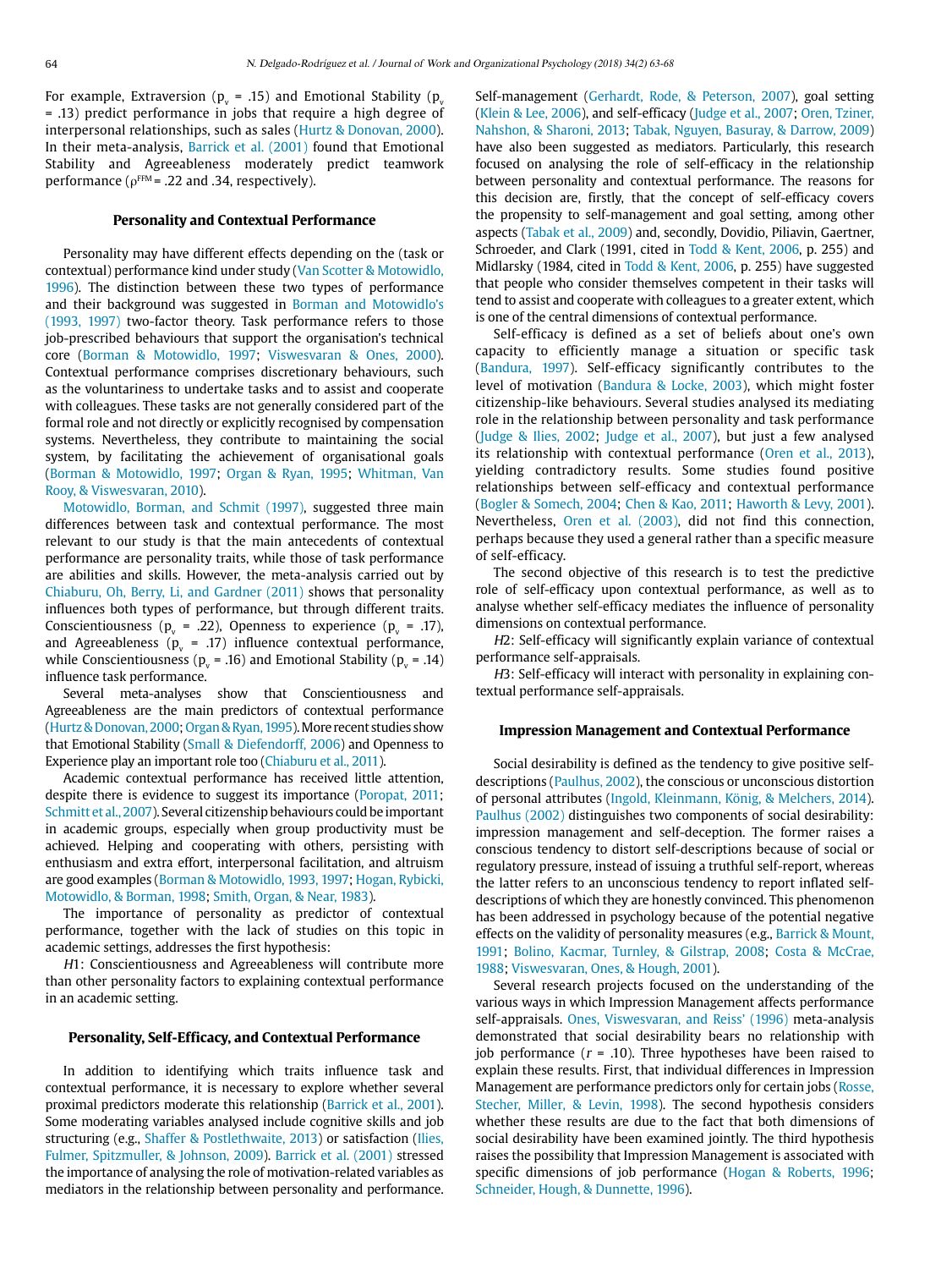For example, Extraversion ($p_v$ = .15) and Emotional Stability ($p_v$ = .13) predict performance in jobs that require a high degree of interpersonal relationships, such as sales (Hurtz & Donovan, 2000). In their meta-analysis, Barrick et al. (2001) found that Emotional Stability and Agreeableness moderately predict teamwork performance ($\rho^{FFM}$ = .22 and .34, respectively).

## Personality and Contextual Performance

Personality may have different effects depending on the (task or contextual) performance kind under study (Van Scotter & Motowidlo, 1996). The distinction between these two types of performance and their background was suggested in Borman and Motowidlo's (1993, 1997) two-factor theory. Task performance refers to those job-prescribed behaviours that support the organisation's technical core (Borman & Motowidlo, 1997; Viswesvaran & Ones, 2000). Contextual performance comprises discretionary behaviours, such as the voluntariness to undertake tasks and to assist and cooperate with colleagues. These tasks are not generally considered part of the formal role and not directly or explicitly recognised by compensation systems. Nevertheless, they contribute to maintaining the social system, by facilitating the achievement of organisational goals (Borman & Motowidlo, 1997; Organ & Ryan, 1995; Whitman, Van Rooy, & Viswesvaran, 2010).

Motowidlo, Borman, and Schmit (1997), suggested three main differences between task and contextual performance. The most relevant to our study is that the main antecedents of contextual performance are personality traits, while those of task performance are abilities and skills. However, the meta-analysis carried out by Chiaburu, Oh, Berry, Li, and Gardner (2011) shows that personality influences both types of performance, but through different traits. Conscientiousness ($p_v$ = .22), Openness to experience ($p_v$ = .17), and Agreeableness ($p_v$ = .17) influence contextual performance, while Conscientiousness ($p_v$ = .16) and Emotional Stability ($p_v$ = .14) influence task performance.

Several meta-analyses show that Conscientiousness and Agreeableness are the main predictors of contextual performance (Hurtz & Donovan, 2000; Organ & Ryan, 1995). More recent studies show that Emotional Stability (Small & Diefendorff, 2006) and Openness to Experience play an important role too (Chiaburu et al., 2011).

Academic contextual performance has received little attention, despite there is evidence to suggest its importance (Poropat, 2011; Schmitt et al., 2007). Several citizenship behaviours could be important in academic groups, especially when group productivity must be achieved. Helping and cooperating with others, persisting with enthusiasm and extra effort, interpersonal facilitation, and altruism are good examples (Borman & Motowidlo, 1993, 1997; Hogan, Rybicki, Motowidlo, & Borman, 1998; Smith, Organ, & Near, 1983).

The importance of personality as predictor of contextual performance, together with the lack of studies on this topic in academic settings, addresses the first hypothesis:

*H*1: Conscientiousness and Agreeableness will contribute more than other personality factors to explaining contextual performance in an academic setting.

## Personality, Self-Efficacy, and Contextual Performance

In addition to identifying which traits influence task and contextual performance, it is necessary to explore whether several proximal predictors moderate this relationship (Barrick et al., 2001). Some moderating variables analysed include cognitive skills and job structuring (e.g., Shaffer & Postlethwaite, 2013) or satisfaction (Ilies, Fulmer, Spitzmuller, & Johnson, 2009). Barrick et al. (2001) stressed the importance of analysing the role of motivation-related variables as mediators in the relationship between personality and performance. Self-management (Gerhardt, Rode, & Peterson, 2007), goal setting (Klein & Lee, 2006), and self-efficacy (Judge et al., 2007; Oren, Tziner, Nahshon, & Sharoni, 2013; Tabak, Nguyen, Basuray, & Darrow, 2009) have also been suggested as mediators. Particularly, this research focused on analysing the role of self-efficacy in the relationship between personality and contextual performance. The reasons for this decision are, firstly, that the concept of self-efficacy covers the propensity to self-management and goal setting, among other aspects (Tabak et al., 2009) and, secondly, Dovidio, Piliavin, Gaertner, Schroeder, and Clark (1991, cited in Todd & Kent, 2006, p. 255) and Midlarsky (1984, cited in Todd & Kent, 2006, p. 255) have suggested that people who consider themselves competent in their tasks will tend to assist and cooperate with colleagues to a greater extent, which is one of the central dimensions of contextual performance.

Self-efficacy is defined as a set of beliefs about one's own capacity to efficiently manage a situation or specific task (Bandura, 1997). Self-efficacy significantly contributes to the level of motivation (Bandura & Locke, 2003), which might foster citizenship-like behaviours. Several studies analysed its mediating role in the relationship between personality and task performance (Judge & Ilies, 2002; Judge et al., 2007), but just a few analysed its relationship with contextual performance (Oren et al., 2013), yielding contradictory results. Some studies found positive relationships between self-efficacy and contextual performance (Bogler & Somech, 2004; Chen & Kao, 2011; Haworth & Levy, 2001). Nevertheless, Oren et al. (2003), did not find this connection, perhaps because they used a general rather than a specific measure of self-efficacy.

The second objective of this research is to test the predictive role of self-efficacy upon contextual performance, as well as to analyse whether self-efficacy mediates the influence of personality dimensions on contextual performance.

*H*2: Self-efficacy will significantly explain variance of contextual performance self-appraisals.

*H*3: Self-efficacy will interact with personality in explaining contextual performance self-appraisals.

## Impression Management and Contextual Performance

Social desirability is defined as the tendency to give positive self-descriptions (Paulhus, 2002), the conscious or unconscious distortion of personal attributes (Ingold, Kleinmann, König, & Melchers, 2014). Paulhus (2002) distinguishes two components of social desirability: impression management and self-deception. The former raises a conscious tendency to distort self-descriptions because of social or regulatory pressure, instead of issuing a truthful self-report, whereas the latter refers to an unconscious tendency to report inflated self-descriptions of which they are honestly convinced. This phenomenon has been addressed in psychology because of the potential negative effects on the validity of personality measures (e.g., Barrick & Mount, 1991; Bolino, Kacmar, Turnley, & Gilstrap, 2008; Costa & McCrae, 1988; Viswesvaran, Ones, & Hough, 2001).

Several research projects focused on the understanding of the various ways in which Impression Management affects performance self-appraisals. Ones, Viswesvaran, and Reiss' (1996) meta-analysis demonstrated that social desirability bears no relationship with job performance ($r$ = .10). Three hypotheses have been raised to explain these results. First, that individual differences in Impression Management are performance predictors only for certain jobs (Rosse, Stecher, Miller, & Levin, 1998). The second hypothesis considers whether these results are due to the fact that both dimensions of social desirability have been examined jointly. The third hypothesis raises the possibility that Impression Management is associated with specific dimensions of job performance (Hogan & Roberts, 1996; Schneider, Hough, & Dunnette, 1996).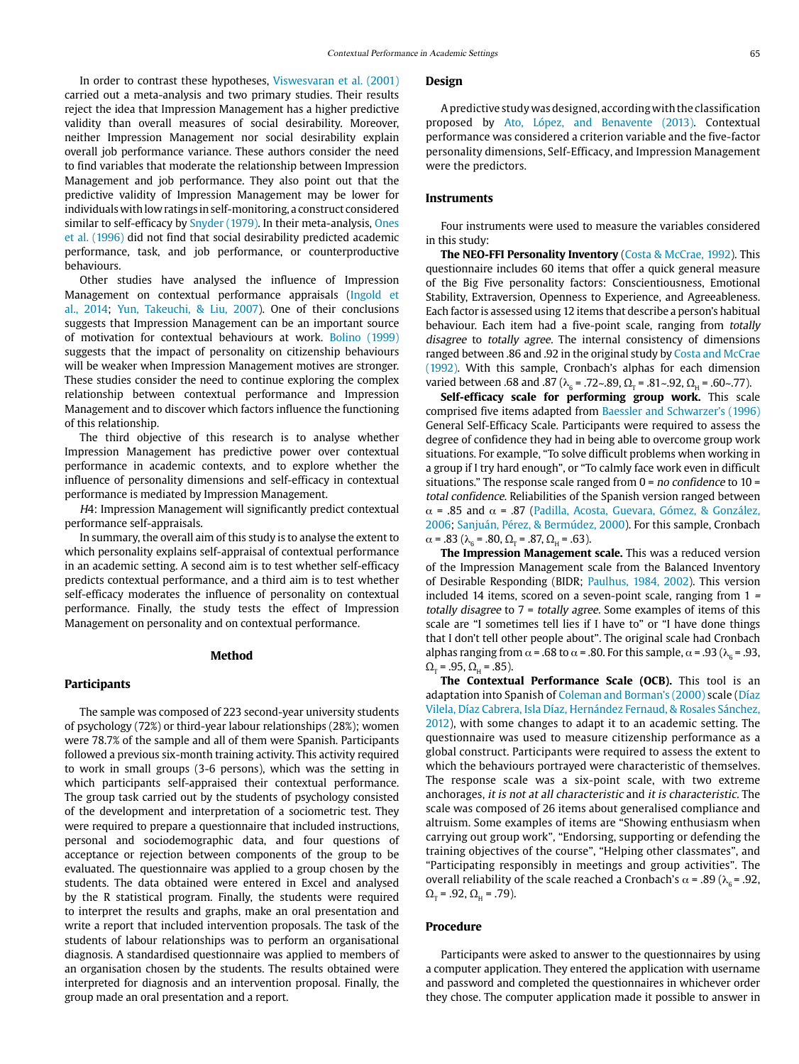In order to contrast these hypotheses, Viswesvaran et al. (2001) carried out a meta-analysis and two primary studies. Their results reject the idea that Impression Management has a higher predictive validity than overall measures of social desirability. Moreover, neither Impression Management nor social desirability explain overall job performance variance. These authors consider the need to find variables that moderate the relationship between Impression Management and job performance. They also point out that the predictive validity of Impression Management may be lower for individuals with low ratings in self-monitoring, a construct considered similar to self-efficacy by Snyder (1979). In their meta-analysis, Ones et al. (1996) did not find that social desirability predicted academic performance, task, and job performance, or counterproductive behaviours.

Other studies have analysed the influence of Impression Management on contextual performance appraisals (Ingold et al., 2014; Yun, Takeuchi, & Liu, 2007). One of their conclusions suggests that Impression Management can be an important source of motivation for contextual behaviours at work. Bolino (1999) suggests that the impact of personality on citizenship behaviours will be weaker when Impression Management motives are stronger. These studies consider the need to continue exploring the complex relationship between contextual performance and Impression Management and to discover which factors influence the functioning of this relationship.

The third objective of this research is to analyse whether Impression Management has predictive power over contextual performance in academic contexts, and to explore whether the influence of personality dimensions and self-efficacy in contextual performance is mediated by Impression Management.

*H4*: Impression Management will significantly predict contextual performance self-appraisals.

In summary, the overall aim of this study is to analyse the extent to which personality explains self-appraisal of contextual performance in an academic setting. A second aim is to test whether self-efficacy predicts contextual performance, and a third aim is to test whether self-efficacy moderates the influence of personality on contextual performance. Finally, the study tests the effect of Impression Management on personality and on contextual performance.

## Method

### Participants

The sample was composed of 223 second-year university students of psychology (72%) or third-year labour relationships (28%); women were 78.7% of the sample and all of them were Spanish. Participants followed a previous six-month training activity. This activity required to work in small groups (3-6 persons), which was the setting in which participants self-appraised their contextual performance. The group task carried out by the students of psychology consisted of the development and interpretation of a sociometric test. They were required to prepare a questionnaire that included instructions, personal and sociodemographic data, and four questions of acceptance or rejection between components of the group to be evaluated. The questionnaire was applied to a group chosen by the students. The data obtained were entered in Excel and analysed by the R statistical program. Finally, the students were required to interpret the results and graphs, make an oral presentation and write a report that included intervention proposals. The task of the students of labour relationships was to perform an organisational diagnosis. A standardised questionnaire was applied to members of an organisation chosen by the students. The results obtained were interpreted for diagnosis and an intervention proposal. Finally, the group made an oral presentation and a report.

### Design

A predictive study was designed, according with the classification proposed by Ato, López, and Benavente (2013). Contextual performance was considered a criterion variable and the five-factor personality dimensions, Self-Efficacy, and Impression Management were the predictors.

### Instruments

Four instruments were used to measure the variables considered in this study:

**The NEO-FFI Personality Inventory** (Costa & McCrae, 1992). This questionnaire includes 60 items that offer a quick general measure of the Big Five personality factors: Conscientiousness, Emotional Stability, Extraversion, Openness to Experience, and Agreeableness. Each factor is assessed using 12 items that describe a person's habitual behaviour. Each item had a five-point scale, ranging from *totally disagree* to *totally agree*. The internal consistency of dimensions ranged between .86 and .92 in the original study by Costa and McCrae (1992). With this sample, Cronbach's alphas for each dimension varied between .68 and .87 ($\lambda_6$ = .72~.89, $\Omega_T$ = .81~.92, $\Omega_H$ = .60~.77).

**Self-efficacy scale for performing group work.** This scale comprised five items adapted from Baessler and Schwarzer's (1996) General Self-Efficacy Scale. Participants were required to assess the degree of confidence they had in being able to overcome group work situations. For example, "To solve difficult problems when working in a group if I try hard enough", or "To calmly face work even in difficult situations." The response scale ranged from 0 = *no confidence* to 10 = *total confidence*. Reliabilities of the Spanish version ranged between $\alpha$ = .85 and $\alpha$ = .87 (Padilla, Acosta, Guevara, Gómez, & González, 2006; Sanjuán, Pérez, & Bermúdez, 2000). For this sample, Cronbach $\alpha$ = .83 ($\lambda_6$ = .80, $\Omega_T$ = .87, $\Omega_H$ = .63).

**The Impression Management scale.** This was a reduced version of the Impression Management scale from the Balanced Inventory of Desirable Responding (BIDR; Paulhus, 1984, 2002). This version included 14 items, scored on a seven-point scale, ranging from 1 = *totally disagree* to 7 = *totally agree*. Some examples of items of this scale are "I sometimes tell lies if I have to" or "I have done things that I don't tell other people about". The original scale had Cronbach alphas ranging from $\alpha$ = .68 to $\alpha$ = .80. For this sample, $\alpha$ = .93 ($\lambda_6$ = .93, $\Omega_T$ = .95, $\Omega_H$ = .85).

**The Contextual Performance Scale (OCB).** This tool is an adaptation into Spanish of Coleman and Borman's (2000) scale (Díaz Vilela, Díaz Cabrera, Isla Díaz, Hernández Fernaud, & Rosales Sánchez, 2012), with some changes to adapt it to an academic setting. The questionnaire was used to measure citizenship performance as a global construct. Participants were required to assess the extent to which the behaviours portrayed were characteristic of themselves. The response scale was a six-point scale, with two extreme anchorages, *it is not at all characteristic* and *it is characteristic*. The scale was composed of 26 items about generalised compliance and altruism. Some examples of items are "Showing enthusiasm when carrying out group work", "Endorsing, supporting or defending the training objectives of the course", "Helping other classmates", and "Participating responsibly in meetings and group activities". The overall reliability of the scale reached a Cronbach's $\alpha$ = .89 ($\lambda_6$ = .92, $\Omega_T$ = .92, $\Omega_H$ = .79).

### Procedure

Participants were asked to answer to the questionnaires by using a computer application. They entered the application with username and password and completed the questionnaires in whichever order they chose. The computer application made it possible to answer in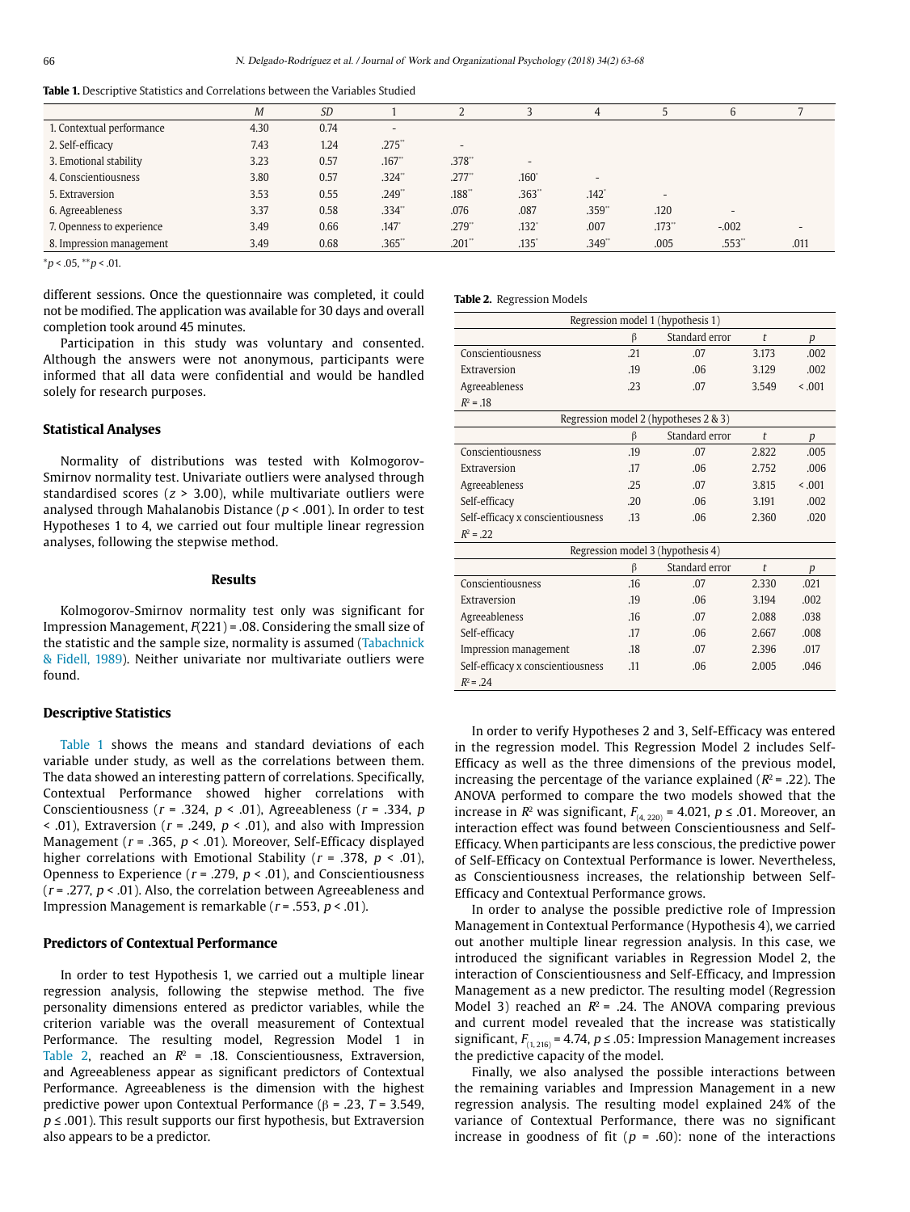**Table 1.** Descriptive Statistics and Correlations between the Variables Studied

| | *M* | *SD* | 1 | 2 | 3 | 4 | 5 | 6 | 7 |
|---|---|---|---|---|---|---|---|---|---|
| 1. Contextual performance | 4.30 | 0.74 | - | | | | | | |
| 2. Self-efficacy | 7.43 | 1.24 | .275** | - | | | | | |
| 3. Emotional stability | 3.23 | 0.57 | .167** | .378** | - | | | | |
| 4. Conscientiousness | 3.80 | 0.57 | .324** | .277** | .160* | - | | | |
| 5. Extraversion | 3.53 | 0.55 | .249** | .188** | .363** | .142* | - | | |
| 6. Agreeableness | 3.37 | 0.58 | .334** | .076 | .087 | .359** | .120 | - | |
| 7. Openness to experience | 3.49 | 0.66 | .147* | .279** | .132* | .007 | .173** | -.002 | - |
| 8. Impression management | 3.49 | 0.68 | .365** | .201** | .135* | .349** | .005 | .553** | .011 |

*$p < .05$, **$p < .01$.

different sessions. Once the questionnaire was completed, it could not be modified. The application was available for 30 days and overall completion took around 45 minutes.

Participation in this study was voluntary and consented. Although the answers were not anonymous, participants were informed that all data were confidential and would be handled solely for research purposes.

## Statistical Analyses

Normality of distributions was tested with Kolmogorov-Smirnov normality test. Univariate outliers were analysed through standardised scores ($z > 3.00$), while multivariate outliers were analysed through Mahalanobis Distance ($p < .001$). In order to test Hypotheses 1 to 4, we carried out four multiple linear regression analyses, following the stepwise method.

# Results

Kolmogorov-Smirnov normality test only was significant for Impression Management, $F(221) = .08$. Considering the small size of the statistic and the sample size, normality is assumed (Tabachnick & Fidell, 1989). Neither univariate nor multivariate outliers were found.

## Descriptive Statistics

Table 1 shows the means and standard deviations of each variable under study, as well as the correlations between them. The data showed an interesting pattern of correlations. Specifically, Contextual Performance showed higher correlations with Conscientiousness ($r = .324$, $p < .01$), Agreeableness ($r = .334$, $p < .01$), Extraversion ($r = .249$, $p < .01$), and also with Impression Management ($r = .365$, $p < .01$). Moreover, Self-Efficacy displayed higher correlations with Emotional Stability ($r = .378$, $p < .01$), Openness to Experience ($r = .279$, $p < .01$), and Conscientiousness ($r = .277$, $p < .01$). Also, the correlation between Agreeableness and Impression Management is remarkable ($r = .553$, $p < .01$).

## Predictors of Contextual Performance

In order to test Hypothesis 1, we carried out a multiple linear regression analysis, following the stepwise method. The five personality dimensions entered as predictor variables, while the criterion variable was the overall measurement of Contextual Performance. The resulting model, Regression Model 1 in Table 2, reached an $R^2 = .18$. Conscientiousness, Extraversion, and Agreeableness appear as significant predictors of Contextual Performance. Agreeableness is the dimension with the highest predictive power upon Contextual Performance ($\beta = .23$, $T = 3.549$, $p \leq .001$). This result supports our first hypothesis, but Extraversion also appears to be a predictor.

**Table 2.** Regression Models

| Regression model 1 (hypothesis 1) | | | | |
|---|---|---|---|---|
| | β | Standard error | *t* | *p* |
| Conscientiousness | .21 | .07 | 3.173 | .002 |
| Extraversion | .19 | .06 | 3.129 | .002 |
| Agreeableness | .23 | .07 | 3.549 | < .001 |
| $R^2 = .18$ | | | | |
| **Regression model 2 (hypotheses 2 & 3)** | | | | |
| | β | Standard error | *t* | *p* |
| Conscientiousness | .19 | .07 | 2.822 | .005 |
| Extraversion | .17 | .06 | 2.752 | .006 |
| Agreeableness | .25 | .07 | 3.815 | < .001 |
| Self-efficacy | .20 | .06 | 3.191 | .002 |
| Self-efficacy x conscientiousness | .13 | .06 | 2.360 | .020 |
| $R^2 = .22$ | | | | |
| **Regression model 3 (hypothesis 4)** | | | | |
| | β | Standard error | *t* | *p* |
| Conscientiousness | .16 | .07 | 2.330 | .021 |
| Extraversion | .19 | .06 | 3.194 | .002 |
| Agreeableness | .16 | .07 | 2.088 | .038 |
| Self-efficacy | .17 | .06 | 2.667 | .008 |
| Impression management | .18 | .07 | 2.396 | .017 |
| Self-efficacy x conscientiousness | .11 | .06 | 2.005 | .046 |
| $R^2 = .24$ | | | | |

In order to verify Hypotheses 2 and 3, Self-Efficacy was entered in the regression model. This Regression Model 2 includes Self-Efficacy as well as the three dimensions of the previous model, increasing the percentage of the variance explained ($R^2 = .22$). The ANOVA performed to compare the two models showed that the increase in $R^2$ was significant, $F_{(4, 220)} = 4.021$, $p \leq .01$. Moreover, an interaction effect was found between Conscientiousness and Self-Efficacy. When participants are less conscious, the predictive power of Self-Efficacy on Contextual Performance is lower. Nevertheless, as Conscientiousness increases, the relationship between Self-Efficacy and Contextual Performance grows.

In order to analyse the possible predictive role of Impression Management in Contextual Performance (Hypothesis 4), we carried out another multiple linear regression analysis. In this case, we introduced the significant variables in Regression Model 2, the interaction of Conscientiousness and Self-Efficacy, and Impression Management as a new predictor. The resulting model (Regression Model 3) reached an $R^2 = .24$. The ANOVA comparing previous and current model revealed that the increase was statistically significant, $F_{(1, 216)} = 4.74$, $p \leq .05$: Impression Management increases the predictive capacity of the model.

Finally, we also analysed the possible interactions between the remaining variables and Impression Management in a new regression analysis. The resulting model explained 24% of the variance of Contextual Performance, there was no significant increase in goodness of fit ($p = .60$): none of the interactions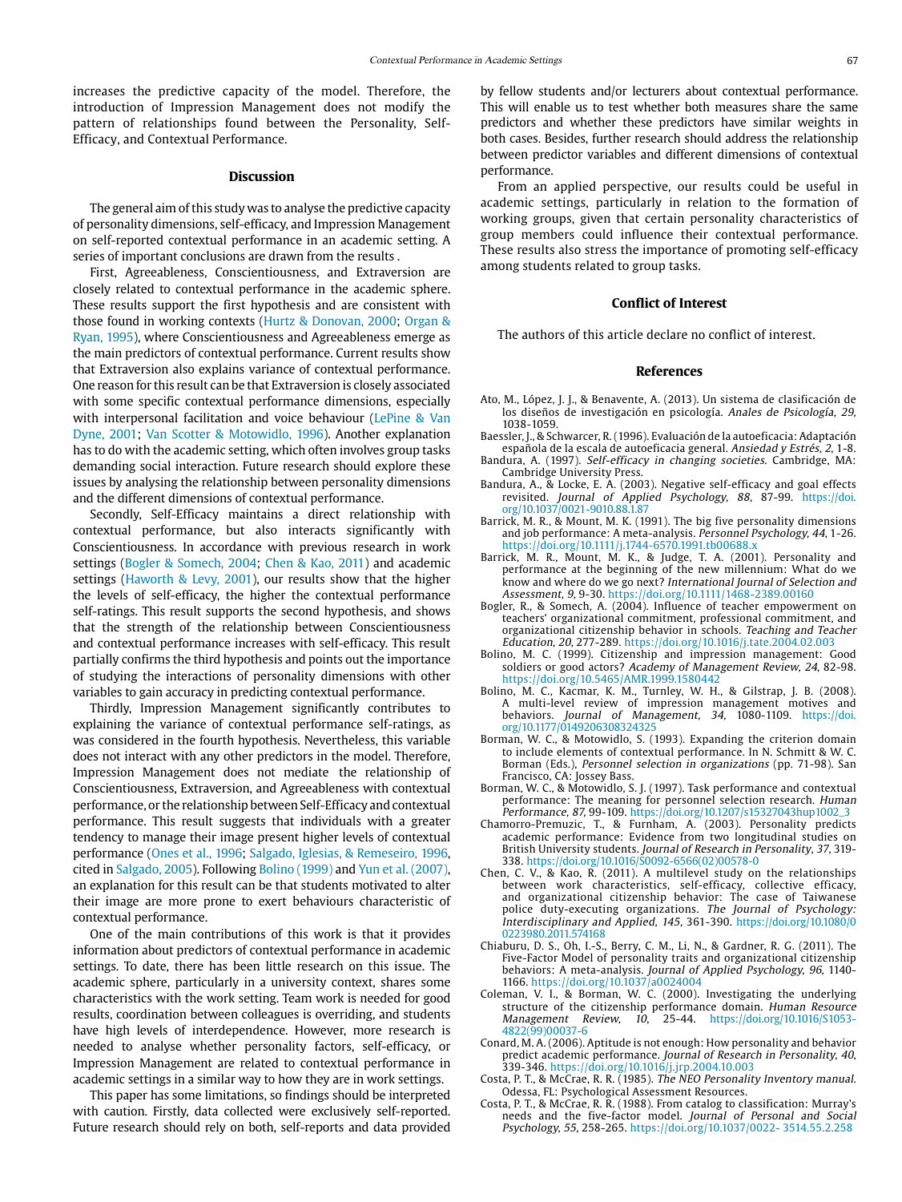increases the predictive capacity of the model. Therefore, the introduction of Impression Management does not modify the pattern of relationships found between the Personality, Self-Efficacy, and Contextual Performance.

## Discussion

The general aim of this study was to analyse the predictive capacity of personality dimensions, self-efficacy, and Impression Management on self-reported contextual performance in an academic setting. A series of important conclusions are drawn from the results .

First, Agreeableness, Conscientiousness, and Extraversion are closely related to contextual performance in the academic sphere. These results support the first hypothesis and are consistent with those found in working contexts (Hurtz & Donovan, 2000; Organ & Ryan, 1995), where Conscientiousness and Agreeableness emerge as the main predictors of contextual performance. Current results show that Extraversion also explains variance of contextual performance. One reason for this result can be that Extraversion is closely associated with some specific contextual performance dimensions, especially with interpersonal facilitation and voice behaviour (LePine & Van Dyne, 2001; Van Scotter & Motowidlo, 1996). Another explanation has to do with the academic setting, which often involves group tasks demanding social interaction. Future research should explore these issues by analysing the relationship between personality dimensions and the different dimensions of contextual performance.

Secondly, Self-Efficacy maintains a direct relationship with contextual performance, but also interacts significantly with Conscientiousness. In accordance with previous research in work settings (Bogler & Somech, 2004; Chen & Kao, 2011) and academic settings (Haworth & Levy, 2001), our results show that the higher the levels of self-efficacy, the higher the contextual performance self-ratings. This result supports the second hypothesis, and shows that the strength of the relationship between Conscientiousness and contextual performance increases with self-efficacy. This result partially confirms the third hypothesis and points out the importance of studying the interactions of personality dimensions with other variables to gain accuracy in predicting contextual performance.

Thirdly, Impression Management significantly contributes to explaining the variance of contextual performance self-ratings, as was considered in the fourth hypothesis. Nevertheless, this variable does not interact with any other predictors in the model. Therefore, Impression Management does not mediate the relationship of Conscientiousness, Extraversion, and Agreeableness with contextual performance, or the relationship between Self-Efficacy and contextual performance. This result suggests that individuals with a greater tendency to manage their image present higher levels of contextual performance (Ones et al., 1996; Salgado, Iglesias, & Remeseiro, 1996, cited in Salgado, 2005). Following Bolino (1999) and Yun et al. (2007), an explanation for this result can be that students motivated to alter their image are more prone to exert behaviours characteristic of contextual performance.

One of the main contributions of this work is that it provides information about predictors of contextual performance in academic settings. To date, there has been little research on this issue. The academic sphere, particularly in a university context, shares some characteristics with the work setting. Team work is needed for good results, coordination between colleagues is overriding, and students have high levels of interdependence. However, more research is needed to analyse whether personality factors, self-efficacy, or Impression Management are related to contextual performance in academic settings in a similar way to how they are in work settings.

This paper has some limitations, so findings should be interpreted with caution. Firstly, data collected were exclusively self-reported. Future research should rely on both, self-reports and data provided by fellow students and/or lecturers about contextual performance. This will enable us to test whether both measures share the same predictors and whether these predictors have similar weights in both cases. Besides, further research should address the relationship between predictor variables and different dimensions of contextual performance.

From an applied perspective, our results could be useful in academic settings, particularly in relation to the formation of working groups, given that certain personality characteristics of group members could influence their contextual performance. These results also stress the importance of promoting self-efficacy among students related to group tasks.

## Conflict of Interest

The authors of this article declare no conflict of interest.

## References

Ato, M., López, J. J., & Benavente, A. (2013). Un sistema de clasificación de los diseños de investigación en psicología. *Anales de Psicología, 29*, 1038-1059.

Baessler, J., & Schwarcer, R. (1996). Evaluación de la autoeficacia: Adaptación española de la escala de autoeficacia general. *Ansiedad y Estrés, 2*, 1-8.

Bandura, A. (1997). *Self-efficacy in changing societies.* Cambridge, MA: Cambridge University Press.

Bandura, A., & Locke, E. A. (2003). Negative self-efficacy and goal effects revisited. *Journal of Applied Psychology, 88*, 87-99. https://doi.org/10.1037/0021-9010.88.1.87

Barrick, M. R., & Mount, M. K. (1991). The big five personality dimensions and job performance: A meta-analysis. *Personnel Psychology, 44*, 1-26. https://doi.org/10.1111/j.1744-6570.1991.tb00688.x

Barrick, M. R., Mount, M. K., & Judge, T. A. (2001). Personality and performance at the beginning of the new millennium: What do we know and where do we go next? *International Journal of Selection and Assessment, 9*, 9-30. https://doi.org/10.1111/1468-2389.00160

Bogler, R., & Somech, A. (2004). Influence of teacher empowerment on teachers' organizational commitment, professional commitment, and organizational citizenship behavior in schools. *Teaching and Teacher Education, 20*, 277-289. https://doi.org/10.1016/j.tate.2004.02.003

Bolino, M. C. (1999). Citizenship and impression management: Good soldiers or good actors? *Academy of Management Review, 24*, 82-98. https://doi.org/10.5465/AMR.1999.1580442

Bolino, M. C., Kacmar, K. M., Turnley, W. H., & Gilstrap, J. B. (2008). A multi-level review of impression management motives and behaviors. *Journal of Management, 34*, 1080-1109. https://doi.org/10.1177/0149206308324325

Borman, W. C., & Motowidlo, S. (1993). Expanding the criterion domain to include elements of contextual performance. In N. Schmitt & W. C. Borman (Eds.), *Personnel selection in organizations* (pp. 71-98). San Francisco, CA: Jossey Bass.

Borman, W. C., & Motowidlo, S. J. (1997). Task performance and contextual performance: The meaning for personnel selection research. *Human Performance, 87*, 99-109. https://doi.org/10.1207/s15327043hup1002_3

Chamorro-Premuzic, T., & Furnham, A. (2003). Personality predicts academic performance: Evidence from two longitudinal studies on British University students. *Journal of Research in Personality, 37*, 319-338. https://doi.org/10.1016/S0092-6566(02)00578-0

Chen, C. V., & Kao, R. (2011). A multilevel study on the relationships between work characteristics, self-efficacy, collective efficacy, and organizational citizenship behavior: The case of Taiwanese police duty-executing organizations. *The Journal of Psychology: Interdisciplinary and Applied, 145*, 361-390. https://doi.org/10.1080/00223980.2011.574168

Chiaburu, D. S., Oh, I.-S., Berry, C. M., Li, N., & Gardner, R. G. (2011). The Five-Factor Model of personality traits and organizational citizenship behaviors: A meta-analysis. *Journal of Applied Psychology, 96*, 1140-1166. https://doi.org/10.1037/a0024004

Coleman, V. I., & Borman, W. C. (2000). Investigating the underlying structure of the citizenship performance domain. *Human Resource Management Review, 10*, 25-44. https://doi.org/10.1016/S1053-4822(99)00037-6

Conard, M. A. (2006). Aptitude is not enough: How personality and behavior predict academic performance. *Journal of Research in Personality, 40*, 339-346. https://doi.org/10.1016/j.jrp.2004.10.003

Costa, P. T., & McCrae, R. R. (1985). *The NEO Personality Inventory manual.* Odessa, FL: Psychological Assessment Resources.

Costa, P. T., & McCrae, R. R. (1988). From catalog to classification: Murray's needs and the five-factor model. *Journal of Personal and Social Psychology, 55*, 258-265. https://doi.org/10.1037/0022- 3514.55.2.258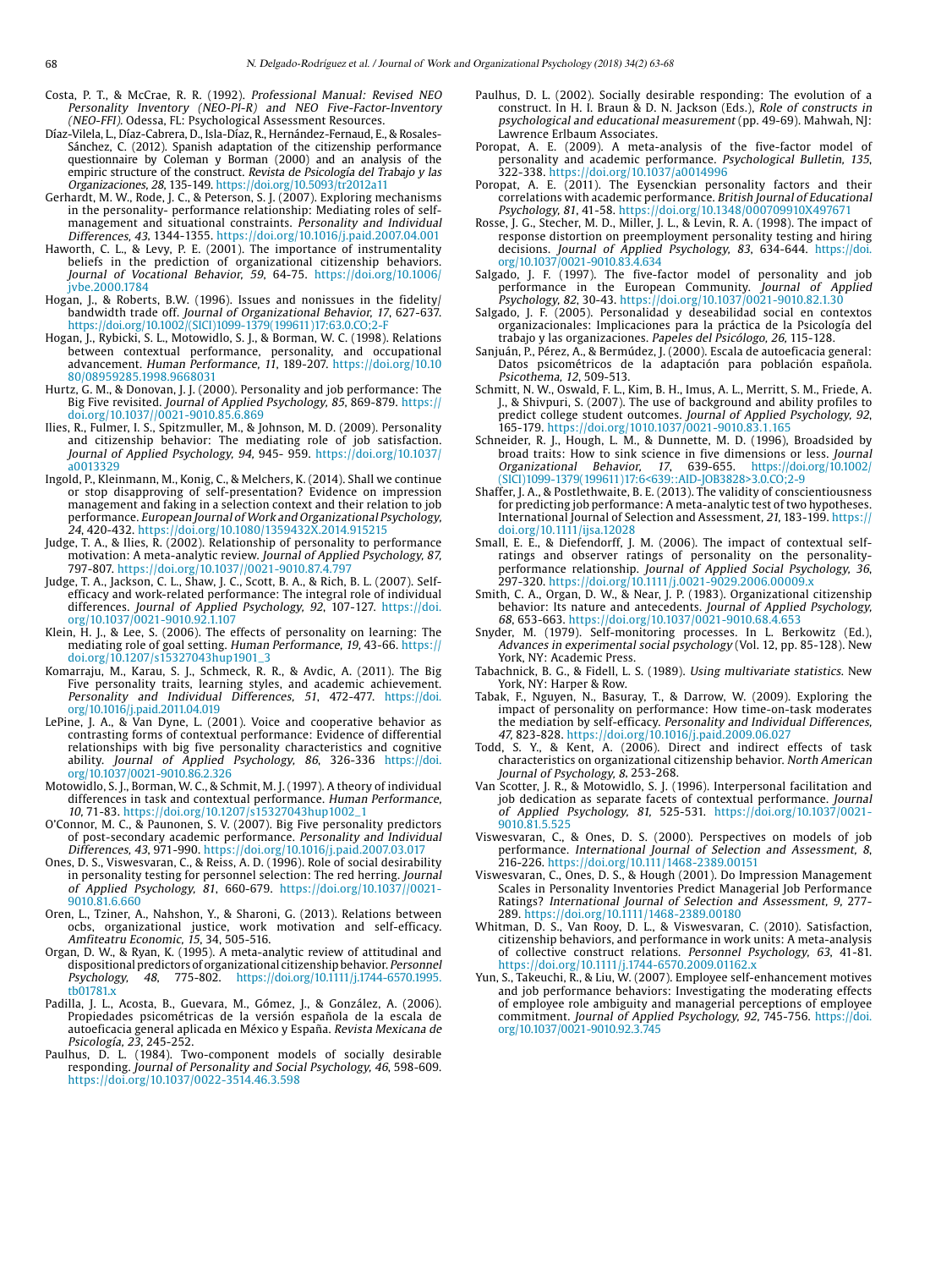Costa, P. T., & McCrae, R. R. (1992). *Professional Manual: Revised NEO Personality Inventory (NEO-PI-R) and NEO Five-Factor-Inventory (NEO-FFI)*. Odessa, FL: Psychological Assessment Resources.

Díaz-Vilela, L., Díaz-Cabrera, D., Isla-Díaz, R., Hernández-Fernaud, E., & Rosales-Sánchez, C. (2012). Spanish adaptation of the citizenship performance questionnaire by Coleman y Borman (2000) and an analysis of the empiric structure of the construct. *Revista de Psicología del Trabajo y las Organizaciones, 28*, 135-149. https://doi.org/10.5093/tr2012a11

Gerhardt, M. W., Rode, J. C., & Peterson, S. J. (2007). Exploring mechanisms in the personality- performance relationship: Mediating roles of self-management and situational constraints. *Personality and Individual Differences, 43*, 1344-1355. https://doi.org/10.1016/j.paid.2007.04.001

Haworth, C. L., & Levy, P. E. (2001). The importance of instrumentality beliefs in the prediction of organizational citizenship behaviors. *Journal of Vocational Behavior, 59*, 64-75. https://doi.org/10.1006/jvbe.2000.1784

Hogan, J., & Roberts, B.W. (1996). Issues and nonissues in the fidelity/bandwidth trade off. *Journal of Organizational Behavior, 17*, 627-637. https://doi.org/10.1002/(SICI)1099-1379(199611)17:63.0.CO;2-F

Hogan, J., Rybicki, S. L., Motowidlo, S. J., & Borman, W. C. (1998). Relations between contextual performance, personality, and occupational advancement. *Human Performance, 11*, 189-207. https://doi.org/10.1080/08959285.1998.9668031

Hurtz, G. M., & Donovan, J. J. (2000). Personality and job performance: The Big Five revisited. *Journal of Applied Psychology, 85*, 869-879. https://doi.org/10.1037//0021-9010.85.6.869

Ilies, R., Fulmer, I. S., Spitzmuller, M., & Johnson, M. D. (2009). Personality and citizenship behavior: The mediating role of job satisfaction. *Journal of Applied Psychology, 94*, 945- 959. https://doi.org/10.1037/a0013329

Ingold, P., Kleinmann, M., Konig, C., & Melchers, K. (2014). Shall we continue or stop disapproving of self-presentation? Evidence on impression management and faking in a selection context and their relation to job performance. *European Journal of Work and Organizational Psychology, 24*, 420-432. https://doi.org/10.1080/1359432X.2014.915215

Judge, T. A., & Ilies, R. (2002). Relationship of personality to performance motivation: A meta-analytic review. *Journal of Applied Psychology, 87*, 797-807. https://doi.org/10.1037//0021-9010.87.4.797

Judge, T. A., Jackson, C. L., Shaw, J. C., Scott, B. A., & Rich, B. L. (2007). Self-efficacy and work-related performance: The integral role of individual differences. *Journal of Applied Psychology, 92*, 107-127. https://doi.org/10.1037/0021-9010.92.1.107

Klein, H. J., & Lee, S. (2006). The effects of personality on learning: The mediating role of goal setting. *Human Performance, 19*, 43-66. https://doi.org/10.1207/s15327043hup1901_3

Komarraju, M., Karau, S. J., Schmeck, R. R., & Avdic, A. (2011). The Big Five personality traits, learning styles, and academic achievement. *Personality and Individual Differences, 51*, 472-477. https://doi.org/10.1016/j.paid.2011.04.019

LePine, J. A., & Van Dyne, L. (2001). Voice and cooperative behavior as contrasting forms of contextual performance: Evidence of differential relationships with big five personality characteristics and cognitive ability. *Journal of Applied Psychology, 86*, 326-336 https://doi.org/10.1037/0021-9010.86.2.326

Motowidlo, S. J., Borman, W. C., & Schmit, M. J. (1997). A theory of individual differences in task and contextual performance. *Human Performance, 10*, 71-83. https://doi.org/10.1207/s15327043hup1002_1

O'Connor, M. C., & Paunonen, S. V. (2007). Big Five personality predictors of post-secondary academic performance. *Personality and Individual Differences, 43*, 971-990. https://doi.org/10.1016/j.paid.2007.03.017

Ones, D. S., Viswesvaran, C., & Reiss, A. D. (1996). Role of social desirability in personality testing for personnel selection: The red herring. *Journal of Applied Psychology, 81*, 660-679. https://doi.org/10.1037//0021-9010.81.6.660

Oren, L., Tziner, A., Nahshon, Y., & Sharoni, G. (2013). Relations between ocbs, organizational justice, work motivation and self-efficacy. *Amfiteatru Economic, 15*, 34, 505-516.

Organ, D. W., & Ryan, K. (1995). A meta-analytic review of attitudinal and dispositional predictors of organizational citizenship behavior. *Personnel Psychology, 48*, 775-802. https://doi.org/10.1111/j.1744-6570.1995.tb01781.x

Padilla, J. L., Acosta, B., Guevara, M., Gómez, J., & González, A. (2006). Propiedades psicométricas de la versión española de la escala de autoeficacia general aplicada en México y España. *Revista Mexicana de Psicología, 23*, 245-252.

Paulhus, D. L. (1984). Two-component models of socially desirable responding. *Journal of Personality and Social Psychology, 46*, 598-609. https://doi.org/10.1037/0022-3514.46.3.598

Paulhus, D. L. (2002). Socially desirable responding: The evolution of a construct. In H. I. Braun & D. N. Jackson (Eds.), *Role of constructs in psychological and educational measurement* (pp. 49-69). Mahwah, NJ: Lawrence Erlbaum Associates.

Poropat, A. E. (2009). A meta-analysis of the five-factor model of personality and academic performance. *Psychological Bulletin, 135*, 322-338. https://doi.org/10.1037/a0014996

Poropat, A. E. (2011). The Eysenckian personality factors and their correlations with academic performance. *British Journal of Educational Psychology, 81*, 41-58. https://doi.org/10.1348/000709910X497671

Rosse, J. G., Stecher, M. D., Miller, J. L., & Levin, R. A. (1998). The impact of response distortion on preemployment personality testing and hiring decisions. *Journal of Applied Psychology, 83*, 634-644. https://doi.org/10.1037/0021-9010.83.4.634

Salgado, J. F. (1997). The five-factor model of personality and job performance in the European Community. *Journal of Applied Psychology, 82*, 30-43. https://doi.org/10.1037/0021-9010.82.1.30

Salgado, J. F. (2005). Personalidad y deseabilidad social en contextos organizacionales: Implicaciones para la práctica de la Psicología del trabajo y las organizaciones. *Papeles del Psicólogo, 26*, 115-128.

Sanjuán, P., Pérez, A., & Bermúdez, J. (2000). Escala de autoeficacia general: Datos psicométricos de la adaptación para población española. *Psicothema, 12*, 509-513.

Schmitt, N. W., Oswald, F. L., Kim, B. H., Imus, A. L., Merritt, S. M., Friede, A. J., & Shivpuri, S. (2007). The use of background and ability profiles to predict college student outcomes. *Journal of Applied Psychology, 92*, 165-179. https://doi.org/1010.1037/0021-9010.83.1.165

Schneider, R. J., Hough, L. M., & Dunnette, M. D. (1996), Broadsided by broad traits: How to sink science in five dimensions or less. *Journal Organizational Behavior, 17*, 639-655. https://doi.org/10.1002/(SICI)1099-1379(199611)17:6<639::AID-JOB3828>3.0.CO;2-9

Shaffer, J. A., & Postlethwaite, B. E. (2013). The validity of conscientiousness for predicting job performance: A meta-analytic test of two hypotheses. International Journal of Selection and Assessment, *21*, 183-199. https://doi.org/10.1111/ijsa.12028

Small, E. E., & Diefendorff, J. M. (2006). The impact of contextual self-ratings and observer ratings of personality on the personality-performance relationship. *Journal of Applied Social Psychology, 36*, 297-320. https://doi.org/10.1111/j.0021-9029.2006.00009.x

Smith, C. A., Organ, D. W., & Near, J. P. (1983). Organizational citizenship behavior: Its nature and antecedents. *Journal of Applied Psychology, 68*, 653-663. https://doi.org/10.1037/0021-9010.68.4.653

Snyder, M. (1979). Self-monitoring processes. In L. Berkowitz (Ed.), *Advances in experimental social psychology* (Vol. 12, pp. 85-128). New York, NY: Academic Press.

Tabachnick, B. G., & Fidell, L. S. (1989). *Using multivariate statistics*. New York, NY: Harper & Row.

Tabak, F., Nguyen, N., Basuray, T., & Darrow, W. (2009). Exploring the impact of personality on performance: How time-on-task moderates the mediation by self-efficacy. *Personality and Individual Differences, 47*, 823-828. https://doi.org/10.1016/j.paid.2009.06.027

Todd, S. Y., & Kent, A. (2006). Direct and indirect effects of task characteristics on organizational citizenship behavior. *North American Journal of Psychology, 8*, 253-268.

Van Scotter, J. R., & Motowidlo, S. J. (1996). Interpersonal facilitation and job dedication as separate facets of contextual performance. *Journal of Applied Psychology, 81*, 525-531. https://doi.org/10.1037/0021-9010.81.5.525

Viswesvaran, C., & Ones, D. S. (2000). Perspectives on models of job performance. *International Journal of Selection and Assessment, 8*, 216-226. https://doi.org/10.111/1468-2389.00151

Viswesvaran, C., Ones, D. S., & Hough (2001). Do Impression Management Scales in Personality Inventories Predict Managerial Job Performance Ratings? *International Journal of Selection and Assessment, 9*, 277-289. https://doi.org/10.1111/1468-2389.00180

Whitman, D. S., Van Rooy, D. L., & Viswesvaran, C. (2010). Satisfaction, citizenship behaviors, and performance in work units: A meta-analysis of collective construct relations. *Personnel Psychology, 63*, 41-81. https://doi.org/10.1111/j.1744-6570.2009.01162.x

Yun, S., Takeuchi, R., & Liu, W. (2007). Employee self-enhancement motives and job performance behaviors: Investigating the moderating effects of employee role ambiguity and managerial perceptions of employee commitment. *Journal of Applied Psychology, 92*, 745-756. https://doi.org/10.1037/0021-9010.92.3.745